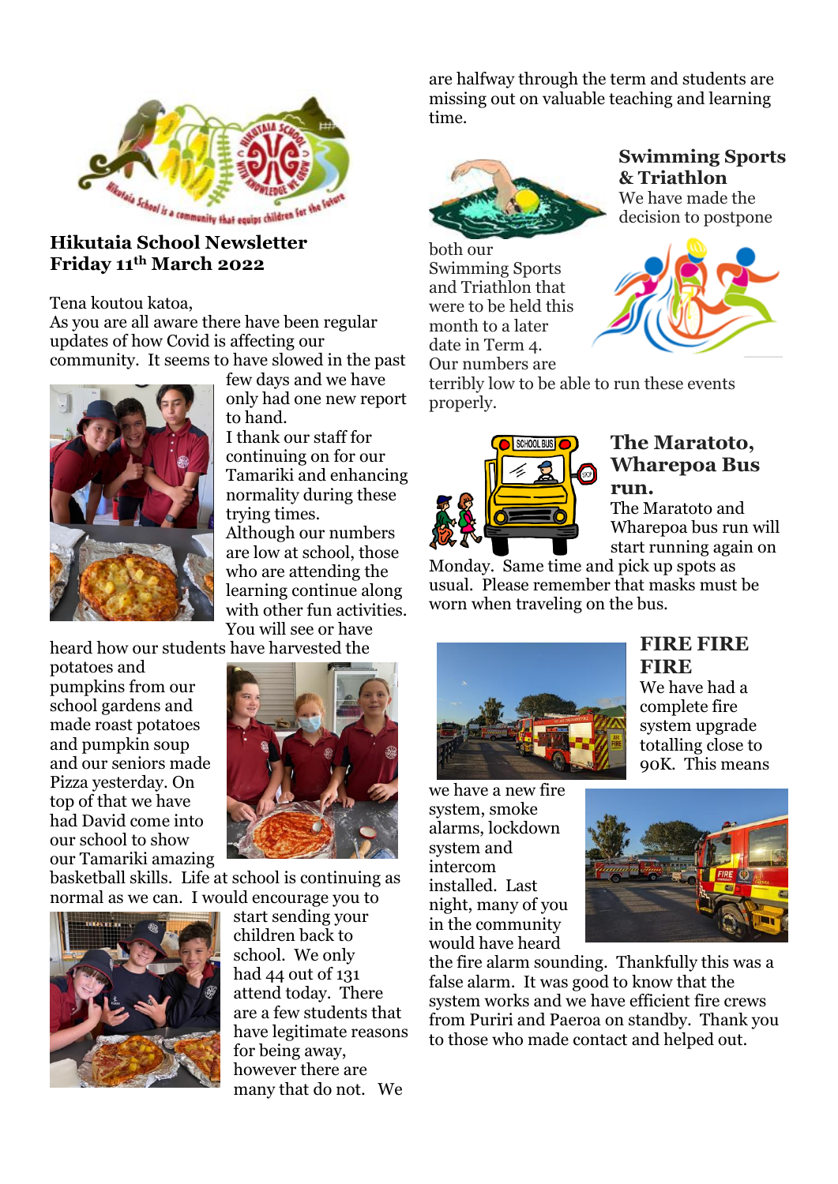# Hikutaia School Newsletter
# Friday 11th March 2022

Tena koutou katoa,

As you are all aware there have been regular updates of how Covid is affecting our community. It seems to have slowed in the past few days and we have only had one new report to hand.

I thank our staff for continuing on for our Tamariki and enhancing normality during these trying times.

Although our numbers are low at school, those who are attending the learning continue along with other fun activities. You will see or have heard how our students have harvested the potatoes and pumpkins from our school gardens and made roast potatoes and pumpkin soup and our seniors made Pizza yesterday. On top of that we have had David come into our school to show our Tamariki amazing basketball skills. Life at school is continuing as normal as we can. I would encourage you to start sending your children back to school. We only had 44 out of 131 attend today. There are a few students that have legitimate reasons for being away, however there are many that do not. We are halfway through the term and students are missing out on valuable teaching and learning time.

## Swimming Sports & Triathlon

We have made the decision to postpone both our Swimming Sports and Triathlon that were to be held this month to a later date in Term 4. Our numbers are terribly low to be able to run these events properly.

## The Maratoto, Wharepoa Bus run.

The Maratoto and Wharepoa bus run will start running again on Monday. Same time and pick up spots as usual. Please remember that masks must be worn when traveling on the bus.

## FIRE FIRE FIRE

We have had a complete fire system upgrade totalling close to 90K. This means we have a new fire system, smoke alarms, lockdown system and intercom installed. Last night, many of you in the community would have heard the fire alarm sounding. Thankfully this was a false alarm. It was good to know that the system works and we have efficient fire crews from Puriri and Paeroa on standby. Thank you to those who made contact and helped out.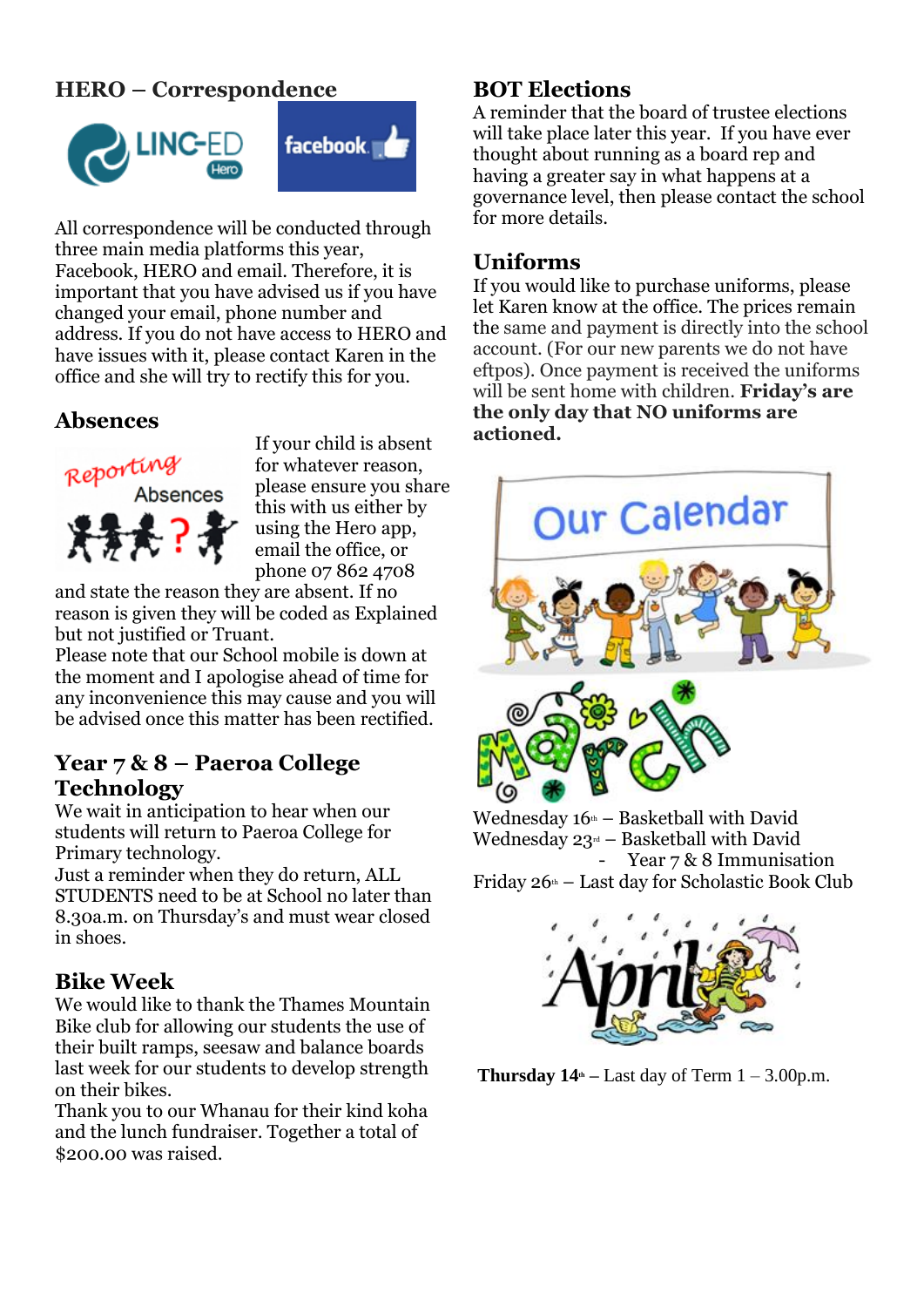## HERO – Correspondence

All correspondence will be conducted through three main media platforms this year, Facebook, HERO and email. Therefore, it is important that you have advised us if you have changed your email, phone number and address. If you do not have access to HERO and have issues with it, please contact Karen in the office and she will try to rectify this for you.

## Absences

If your child is absent for whatever reason, please ensure you share this with us either by using the Hero app, email the office, or phone 07 862 4708 and state the reason they are absent. If no reason is given they will be coded as Explained but not justified or Truant.

Please note that our School mobile is down at the moment and I apologise ahead of time for any inconvenience this may cause and you will be advised once this matter has been rectified.

## Year 7 & 8 – Paeroa College Technology

We wait in anticipation to hear when our students will return to Paeroa College for Primary technology.

Just a reminder when they do return, ALL STUDENTS need to be at School no later than 8.30a.m. on Thursday's and must wear closed in shoes.

## Bike Week

We would like to thank the Thames Mountain Bike club for allowing our students the use of their built ramps, seesaw and balance boards last week for our students to develop strength on their bikes.

Thank you to our Whanau for their kind koha and the lunch fundraiser. Together a total of $200.00 was raised.

## BOT Elections

A reminder that the board of trustee elections will take place later this year. If you have ever thought about running as a board rep and having a greater say in what happens at a governance level, then please contact the school for more details.

## Uniforms

If you would like to purchase uniforms, please let Karen know at the office. The prices remain the same and payment is directly into the school account. (For our new parents we do not have eftpos). Once payment is received the uniforms will be sent home with children. **Friday's are the only day that NO uniforms are actioned.**

## Our Calendar

### March

Wednesday 16th – Basketball with David

Wednesday 23rd – Basketball with David
- Year 7 & 8 Immunisation

Friday 26th – Last day for Scholastic Book Club

### April

**Thursday 14th** – Last day of Term 1 – 3.00p.m.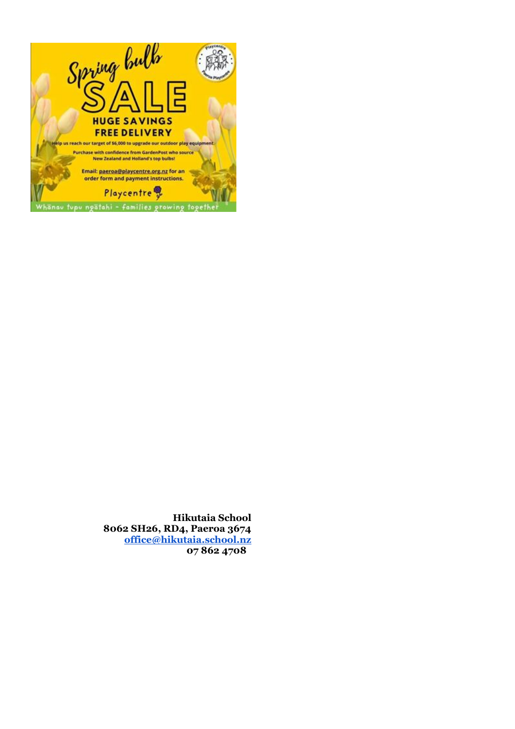Spring bulb

SALE

HUGE SAVINGS

FREE DELIVERY

Help us reach our target of $6,000 to upgrade our outdoor play equipment.

Purchase with confidence from GardenPost who source New Zealand and Holland's top bulbs!

Email: paeroa@playcentre.org.nz for an order form and payment instructions.

Playcentre

Whānau tupu ngātahi - families growing together

**Hikutaia School**
**8062 SH26, RD4, Paeroa 3674**
**office@hikutaia.school.nz**
**07 862 4708**